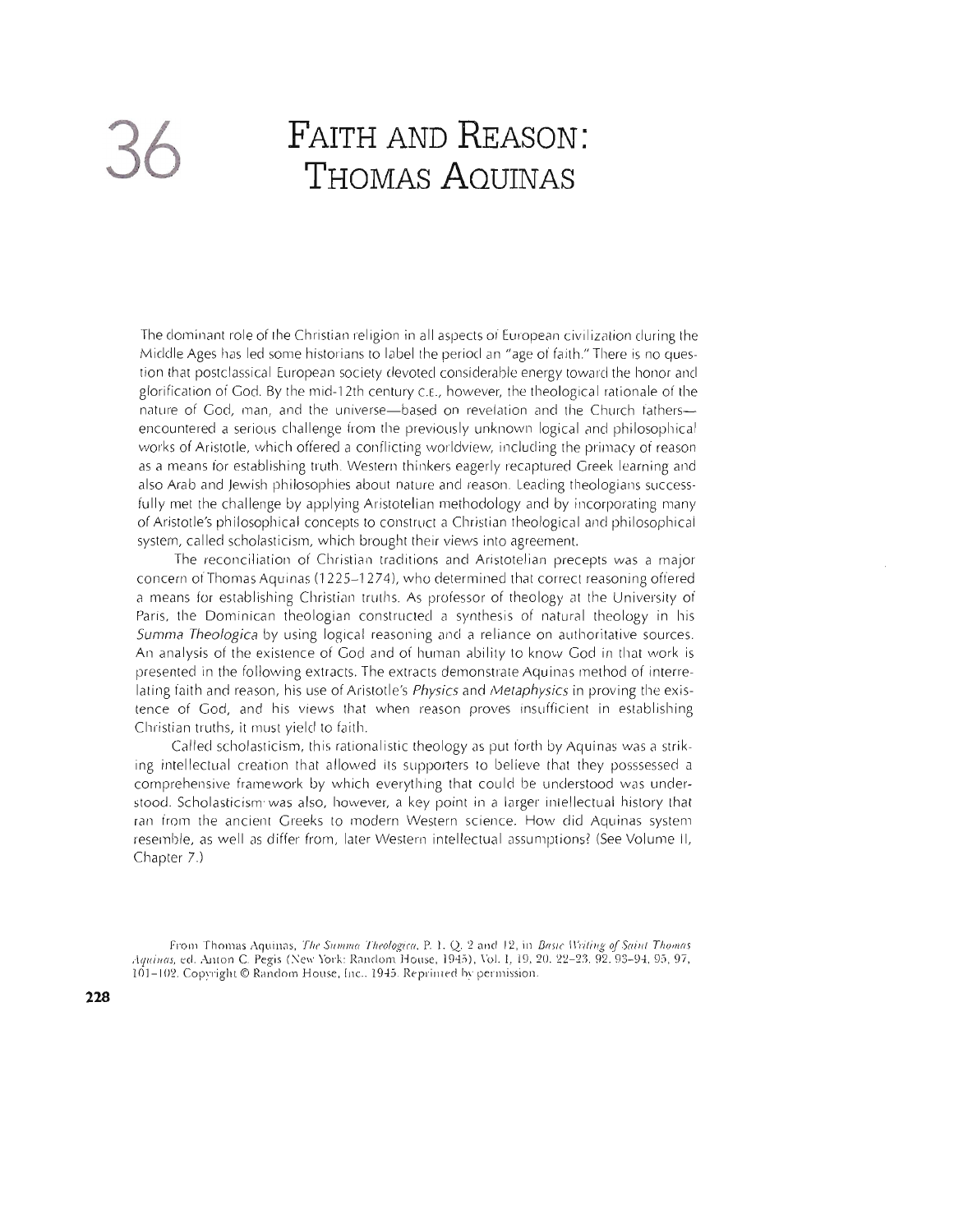# 36 Faith and Reason: Thomas Aquinas

The dominant role of the Christian religion in all aspects of European civilization during the Middle Ages has led some historians to label the period an "age of faith." There is no question that postclassical European society devoted considerable energy toward the honor and glorification of God. By the mid-12th century C.E., however, the theological rationale of the nature of God, man, and the universe—based on revelation and the Church fathers—encountered a serious challenge from the previously unknown logical and philosophical works of Aristotle, which offered a conflicting worldview, including the primacy of reason as a means for establishing truth. Western thinkers eagerly recaptured Greek learning and also Arab and Jewish philosophies about nature and reason. Leading theologians successfully met the challenge by applying Aristotelian methodology and by incorporating many of Aristotle's philosophical concepts to construct a Christian theological and philosophical system, called scholasticism, which brought their views into agreement.

The reconciliation of Christian traditions and Aristotelian precepts was a major concern of Thomas Aquinas (1225–1274), who determined that correct reasoning offered a means for establishing Christian truths. As professor of theology at the University of Paris, the Dominican theologian constructed a synthesis of natural theology in his *Summa Theologica* by using logical reasoning and a reliance on authoritative sources. An analysis of the existence of God and of human ability to know God in that work is presented in the following extracts. The extracts demonstrate Aquinas method of interrelating faith and reason, his use of Aristotle's *Physics* and *Metaphysics* in proving the existence of God, and his views that when reason proves insufficient in establishing Christian truths, it must yield to faith.

Called scholasticism, this rationalistic theology as put forth by Aquinas was a striking intellectual creation that allowed its supporters to believe that they posssessed a comprehensive framework by which everything that could be understood was understood. Scholasticism was also, however, a key point in a larger intellectual history that ran from the ancient Greeks to modern Western science. How did Aquinas system resemble, as well as differ from, later Western intellectual assumptions? (See Volume II, Chapter 7.)

From Thomas Aquinas, *The Summa Theologica*, P. 1. Q. 2 and 12, in *Basic Writing of Saint Thomas Aquinas*, ed. Anton C. Pegis (New York: Random House, 1945), Vol. I, 19, 20, 22–23, 92, 93–94, 95, 97, 101–102. Copyright © Random House, Inc., 1945. Reprinted by permission.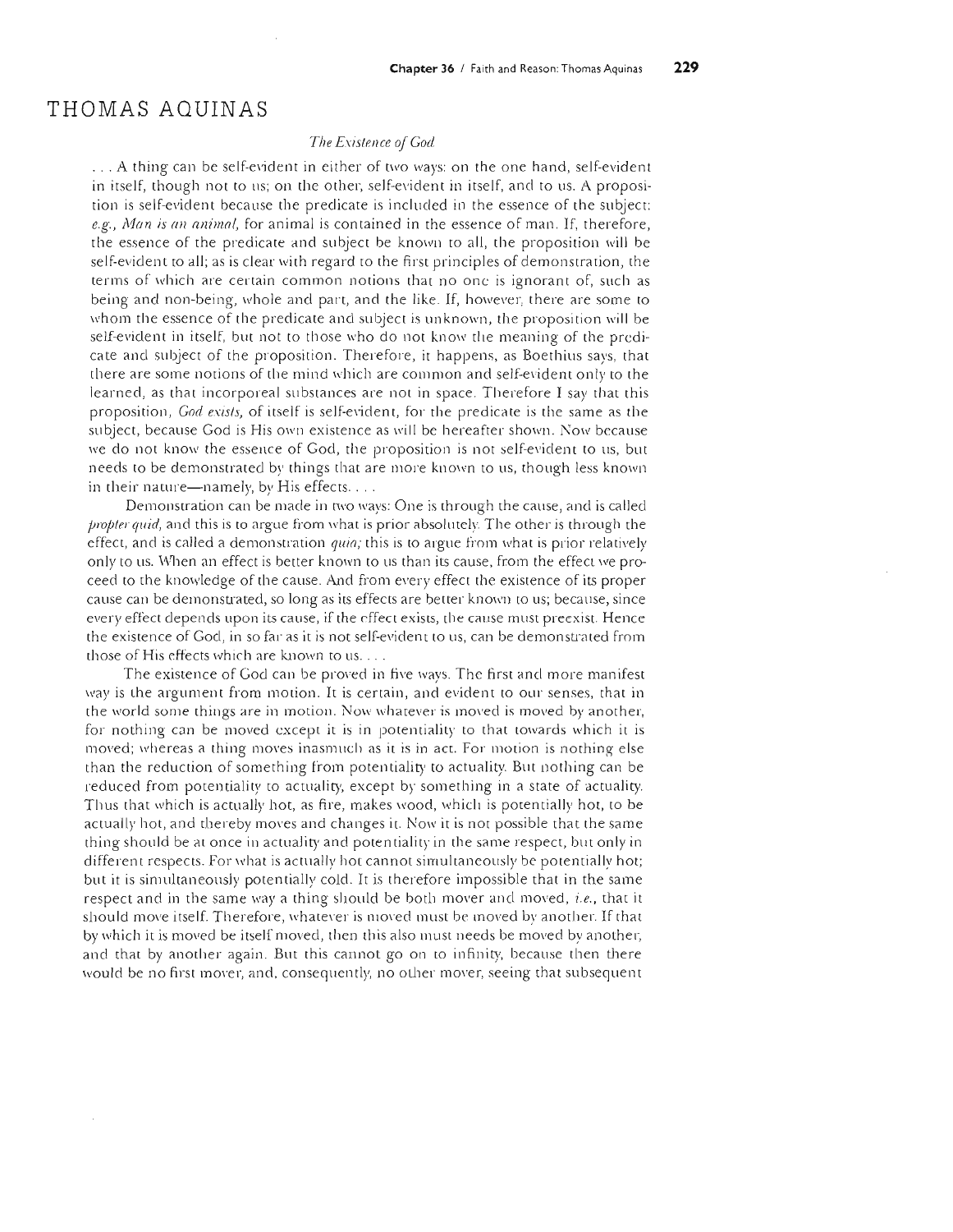# THOMAS AQUINAS

### *The Existence of God*

. . . A thing can be self-evident in either of two ways: on the one hand, self-evident in itself, though not to us; on the other, self-evident in itself, and to us. A proposition is self-evident because the predicate is included in the essence of the subject: *e.g., Man is an animal,* for animal is contained in the essence of man. If, therefore, the essence of the predicate and subject be known to all, the proposition will be self-evident to all; as is clear with regard to the first principles of demonstration, the terms of which are certain common notions that no one is ignorant of, such as being and non-being, whole and part, and the like. If, however, there are some to whom the essence of the predicate and subject is unknown, the proposition will be self-evident in itself, but not to those who do not know the meaning of the predicate and subject of the proposition. Therefore, it happens, as Boethius says, that there are some notions of the mind which are common and self-evident only to the learned, as that incorporeal substances are not in space. Therefore I say that this proposition, *God exists,* of itself is self-evident, for the predicate is the same as the subject, because God is His own existence as will be hereafter shown. Now because we do not know the essence of God, the proposition is not self-evident to us, but needs to be demonstrated by things that are more known to us, though less known in their nature—namely, by His effects. . . .

Demonstration can be made in two ways: One is through the cause, and is called *propter quid,* and this is to argue from what is prior absolutely. The other is through the effect, and is called a demonstration *quia;* this is to argue from what is prior relatively only to us. When an effect is better known to us than its cause, from the effect we proceed to the knowledge of the cause. And from every effect the existence of its proper cause can be demonstrated, so long as its effects are better known to us; because, since every effect depends upon its cause, if the effect exists, the cause must preexist. Hence the existence of God, in so far as it is not self-evident to us, can be demonstrated from those of His effects which are known to us. . . .

The existence of God can be proved in five ways. The first and more manifest way is the argument from motion. It is certain, and evident to our senses, that in the world some things are in motion. Now whatever is moved is moved by another, for nothing can be moved except it is in potentiality to that towards which it is moved; whereas a thing moves inasmuch as it is in act. For motion is nothing else than the reduction of something from potentiality to actuality. But nothing can be reduced from potentiality to actuality, except by something in a state of actuality. Thus that which is actually hot, as fire, makes wood, which is potentially hot, to be actually hot, and thereby moves and changes it. Now it is not possible that the same thing should be at once in actuality and potentiality in the same respect, but only in different respects. For what is actually hot cannot simultaneously be potentially hot; but it is simultaneously potentially cold. It is therefore impossible that in the same respect and in the same way a thing should be both mover and moved, *i.e.,* that it should move itself. Therefore, whatever is moved must be moved by another. If that by which it is moved be itself moved, then this also must needs be moved by another, and that by another again. But this cannot go on to infinity, because then there would be no first mover, and, consequently, no other mover, seeing that subsequent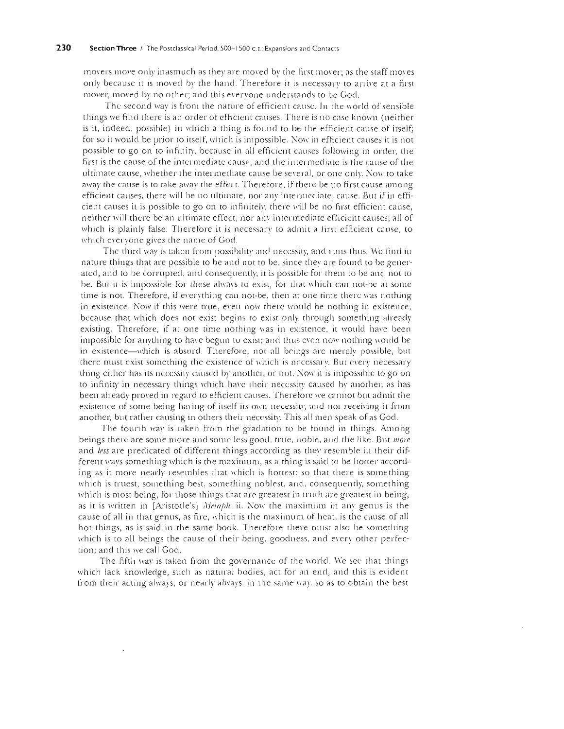movers move only inasmuch as they are moved by the first mover; as the staff moves only because it is moved by the hand. Therefore it is necessary to arrive at a first mover, moved by no other; and this everyone understands to be God.

The second way is from the nature of efficient cause. In the world of sensible things we find there is an order of efficient causes. There is no case known (neither is it, indeed, possible) in which a thing is found to be the efficient cause of itself; for so it would be prior to itself, which is impossible. Now in efficient causes it is not possible to go on to infinity, because in all efficient causes following in order, the first is the cause of the intermediate cause, and the intermediate is the cause of the ultimate cause, whether the intermediate cause be several, or one only. Now to take away the cause is to take away the effect. Therefore, if there be no first cause among efficient causes, there will be no ultimate, nor any intermediate, cause. But if in efficient causes it is possible to go on to infinitely, there will be no first efficient cause, neither will there be an ultimate effect, nor any intermediate efficient causes; all of which is plainly false. Therefore it is necessary to admit a first efficient cause, to which everyone gives the name of God.

The third way is taken from possibility and necessity, and runs thus. We find in nature things that are possible to be and not to be, since they are found to be generated, and to be corrupted, and consequently, it is possible for them to be and not to be. But it is impossible for these always to exist, for that which can not-be at some time is not. Therefore, if everything can not-be, then at one time there was nothing in existence. Now if this were true, even now there would be nothing in existence, because that which does not exist begins to exist only through something already existing. Therefore, if at one time nothing was in existence, it would have been impossible for anything to have begun to exist; and thus even now nothing would be in existence—which is absurd. Therefore, not all beings are merely possible, but there must exist something the existence of which is necessary. But every necessary thing either has its necessity caused by another, or not. Now it is impossible to go on to infinity in necessary things which have their necessity caused by another, as has been already proved in regard to efficient causes. Therefore we cannot but admit the existence of some being having of itself its own necessity, and not receiving it from another, but rather causing in others their necessity. This all men speak of as God.

The fourth way is taken from the gradation to be found in things. Among beings there are some more and some less good, true, noble, and the like. But *more* and *less* are predicated of different things according as they resemble in their different ways something which is the maximum, as a thing is said to be hotter according as it more nearly resembles that which is hottest: so that there is something which is truest, something best, something noblest, and, consequently, something which is most being, for those things that are greatest in truth are greatest in being, as it is written in [Aristotle's] *Metaph.* ii. Now the maximum in any genus is the cause of all in that genus, as fire, which is the maximum of heat, is the cause of all hot things, as is said in the same book. Therefore there must also be something which is to all beings the cause of their being, goodness, and every other perfection; and this we call God.

The fifth way is taken from the governance of the world. We see that things which lack knowledge, such as natural bodies, act for an end, and this is evident from their acting always, or nearly always, in the same way, so as to obtain the best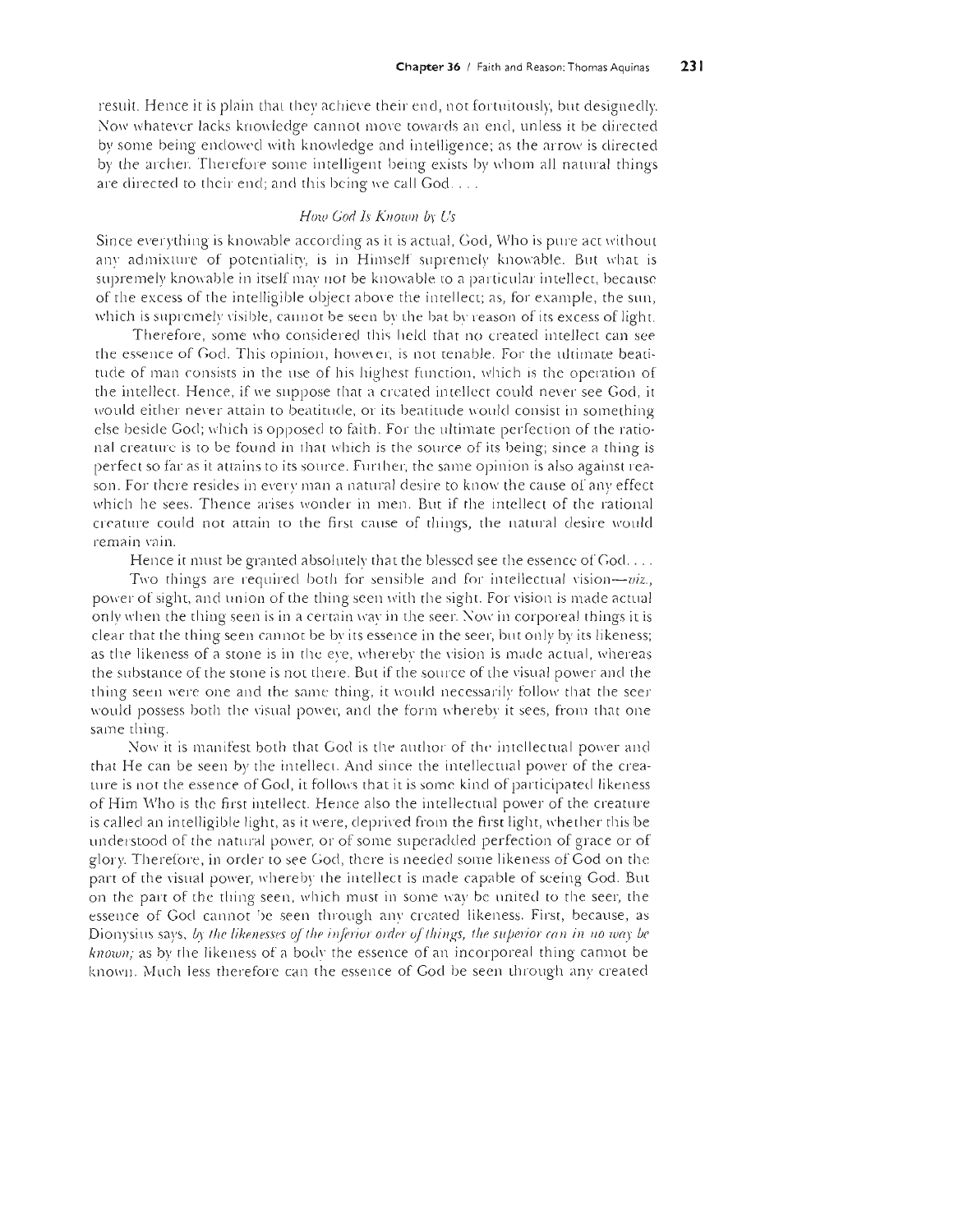result. Hence it is plain that they achieve their end, not fortuitously, but designedly. Now whatever lacks knowledge cannot move towards an end, unless it be directed by some being endowed with knowledge and intelligence; as the arrow is directed by the archer. Therefore some intelligent being exists by whom all natural things are directed to their end; and this being we call God. . . .

### *How God Is Known by Us*

Since everything is knowable according as it is actual, God, Who is pure act without any admixture of potentiality, is in Himself supremely knowable. But what is supremely knowable in itself may not be knowable to a particular intellect, because of the excess of the intelligible object above the intellect; as, for example, the sun, which is supremely visible, cannot be seen by the bat by reason of its excess of light.

Therefore, some who considered this held that no created intellect can see the essence of God. This opinion, however, is not tenable. For the ultimate beatitude of man consists in the use of his highest function, which is the operation of the intellect. Hence, if we suppose that a created intellect could never see God, it would either never attain to beatitude, or its beatitude would consist in something else beside God; which is opposed to faith. For the ultimate perfection of the rational creature is to be found in that which is the source of its being; since a thing is perfect so far as it attains to its source. Further, the same opinion is also against reason. For there resides in every man a natural desire to know the cause of any effect which he sees. Thence arises wonder in men. But if the intellect of the rational creature could not attain to the first cause of things, the natural desire would remain vain.

Hence it must be granted absolutely that the blessed see the essence of God. . . .

Two things are required both for sensible and for intellectual vision—*viz.*, power of sight, and union of the thing seen with the sight. For vision is made actual only when the thing seen is in a certain way in the seer. Now in corporeal things it is clear that the thing seen cannot be by its essence in the seer, but only by its likeness; as the likeness of a stone is in the eye, whereby the vision is made actual, whereas the substance of the stone is not there. But if the source of the visual power and the thing seen were one and the same thing, it would necessarily follow that the seer would possess both the visual power, and the form whereby it sees, from that one same thing.

Now it is manifest both that God is the author of the intellectual power and that He can be seen by the intellect. And since the intellectual power of the creature is not the essence of God, it follows that it is some kind of participated likeness of Him Who is the first intellect. Hence also the intellectual power of the creature is called an intelligible light, as it were, derived from the first light, whether this be understood of the natural power, or of some superadded perfection of grace or of glory. Therefore, in order to see God, there is needed some likeness of God on the part of the visual power, whereby the intellect is made capable of seeing God. But on the part of the thing seen, which must in some way be united to the seer, the essence of God cannot be seen through any created likeness. First, because, as Dionysius says, *by the likenesses of the inferior order of things, the superior can in no way be known;* as by the likeness of a body the essence of an incorporeal thing cannot be known. Much less therefore can the essence of God be seen through any created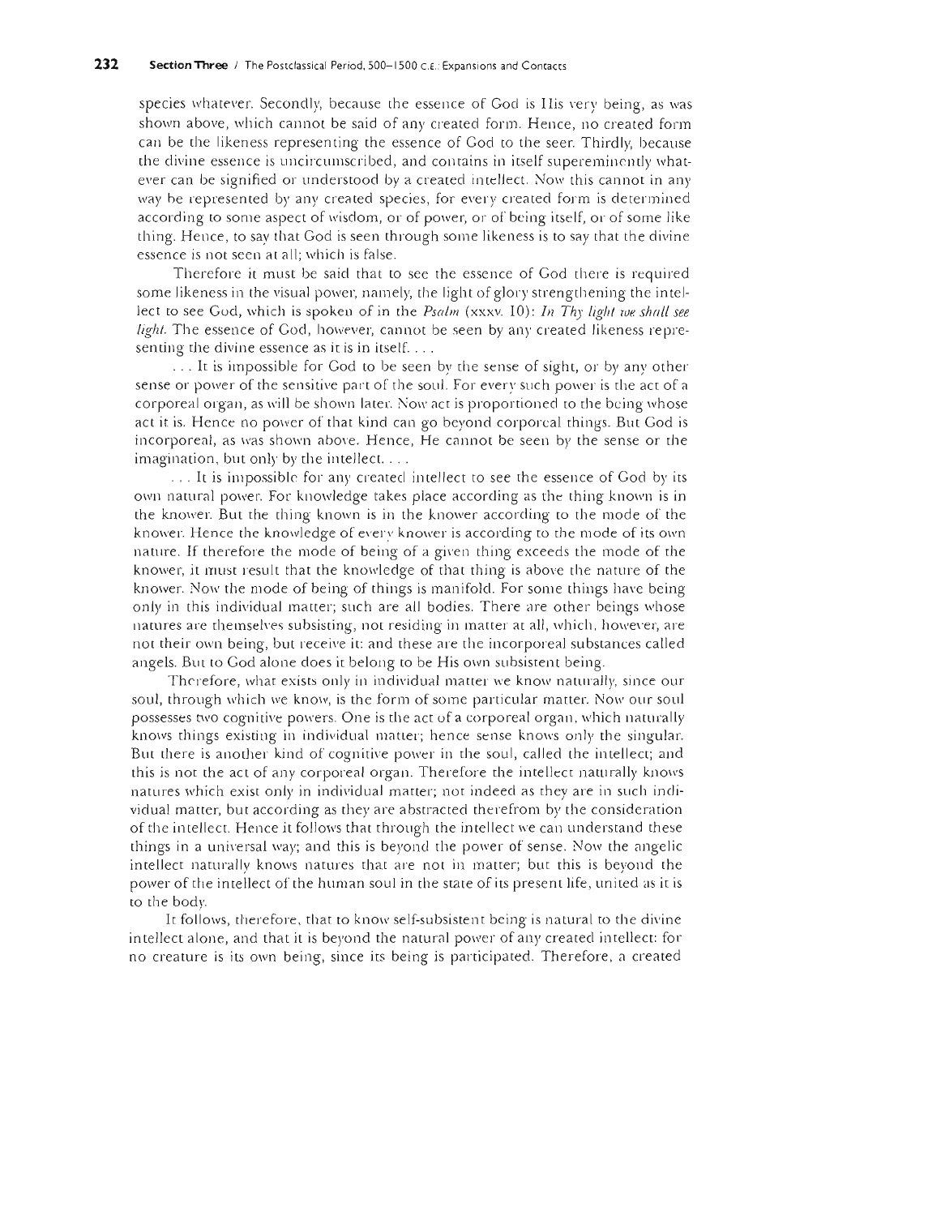species whatever. Secondly, because the essence of God is His very being, as was shown above, which cannot be said of any created form. Hence, no created form can be the likeness representing the essence of God to the seer. Thirdly, because the divine essence is uncircumscribed, and contains in itself supereminently whatever can be signified or understood by a created intellect. Now this cannot in any way be represented by any created species, for every created form is determined according to some aspect of wisdom, or of power, or of being itself, or of some like thing. Hence, to say that God is seen through some likeness is to say that the divine essence is not seen at all; which is false.

Therefore it must be said that to see the essence of God there is required some likeness in the visual power, namely, the light of glory strengthening the intellect to see God, which is spoken of in the *Psalm* (xxxv. 10): *In Thy light we shall see light.* The essence of God, however, cannot be seen by any created likeness representing the divine essence as it is in itself. . . .

. . . It is impossible for God to be seen by the sense of sight, or by any other sense or power of the sensitive part of the soul. For every such power is the act of a corporeal organ, as will be shown later. Now act is proportioned to the being whose act it is. Hence no power of that kind can go beyond corporeal things. But God is incorporeal, as was shown above. Hence, He cannot be seen by the sense or the imagination, but only by the intellect. . . .

. . . It is impossible for any created intellect to see the essence of God by its own natural power. For knowledge takes place according as the thing known is in the knower. But the thing known is in the knower according to the mode of the knower. Hence the knowledge of every knower is according to the mode of its own nature. If therefore the mode of being of a given thing exceeds the mode of the knower, it must result that the knowledge of that thing is above the nature of the knower. Now the mode of being of things is manifold. For some things have being only in this individual matter; such are all bodies. There are other beings whose natures are themselves subsisting, not residing in matter at all, which, however, are not their own being, but receive it: and these are the incorporeal substances called angels. But to God alone does it belong to be His own subsistent being.

Therefore, what exists only in individual matter we know naturally, since our soul, through which we know, is the form of some particular matter. Now our soul possesses two cognitive powers. One is the act of a corporeal organ, which naturally knows things existing in individual matter; hence sense knows only the singular. But there is another kind of cognitive power in the soul, called the intellect; and this is not the act of any corporeal organ. Therefore the intellect naturally knows natures which exist only in individual matter; not indeed as they are in such individual matter, but according as they are abstracted therefrom by the consideration of the intellect. Hence it follows that through the intellect we can understand these things in a universal way; and this is beyond the power of sense. Now the angelic intellect naturally knows natures that are not in matter; but this is beyond the power of the intellect of the human soul in the state of its present life, united as it is to the body.

It follows, therefore, that to know self-subsistent being is natural to the divine intellect alone, and that it is beyond the natural power of any created intellect: for no creature is its own being, since its being is participated. Therefore, a created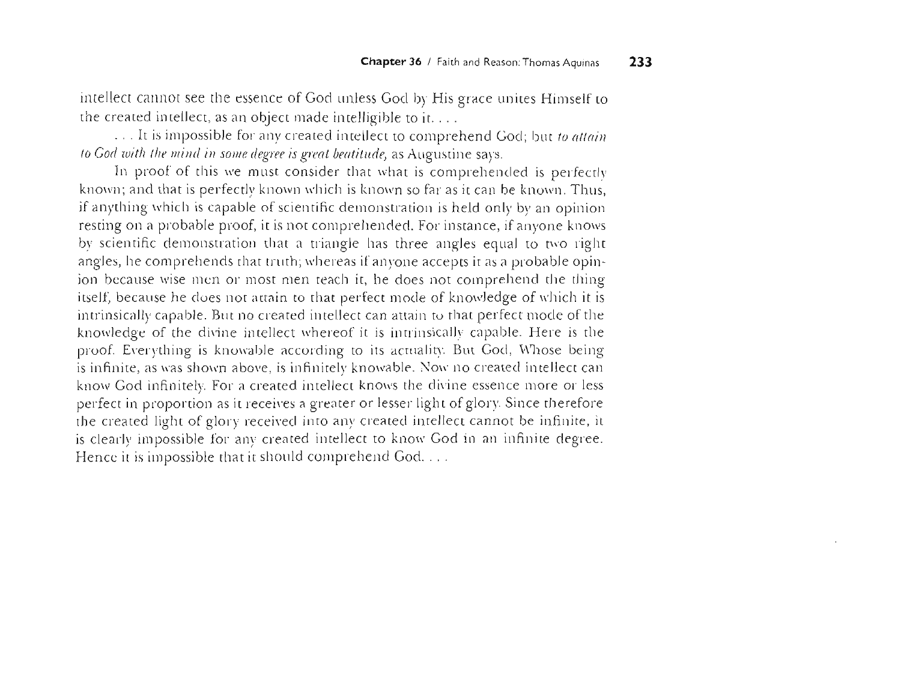intellect cannot see the essence of God unless God by His grace unites Himself to the created intellect, as an object made intelligible to it. . . .

. . . It is impossible for any created intellect to comprehend God; but *to attain to God with the mind in some degree is great beatitude,* as Augustine says.

In proof of this we must consider that what is comprehended is perfectly known; and that is perfectly known which is known so far as it can be known. Thus, if anything which is capable of scientific demonstration is held only by an opinion resting on a probable proof, it is not comprehended. For instance, if anyone knows by scientific demonstration that a triangle has three angles equal to two right angles, he comprehends that truth; whereas if anyone accepts it as a probable opinion because wise men or most men teach it, he does not comprehend the thing itself, because he does not attain to that perfect mode of knowledge of which it is intrinsically capable. But no created intellect can attain to that perfect mode of the knowledge of the divine intellect whereof it is intrinsically capable. Here is the proof. Everything is knowable according to its actuality. But God, Whose being is infinite, as was shown above, is infinitely knowable. Now no created intellect can know God infinitely. For a created intellect knows the divine essence more or less perfect in proportion as it receives a greater or lesser light of glory. Since therefore the created light of glory received into any created intellect cannot be infinite, it is clearly impossible for any created intellect to know God in an infinite degree. Hence it is impossible that it should comprehend God. . . .